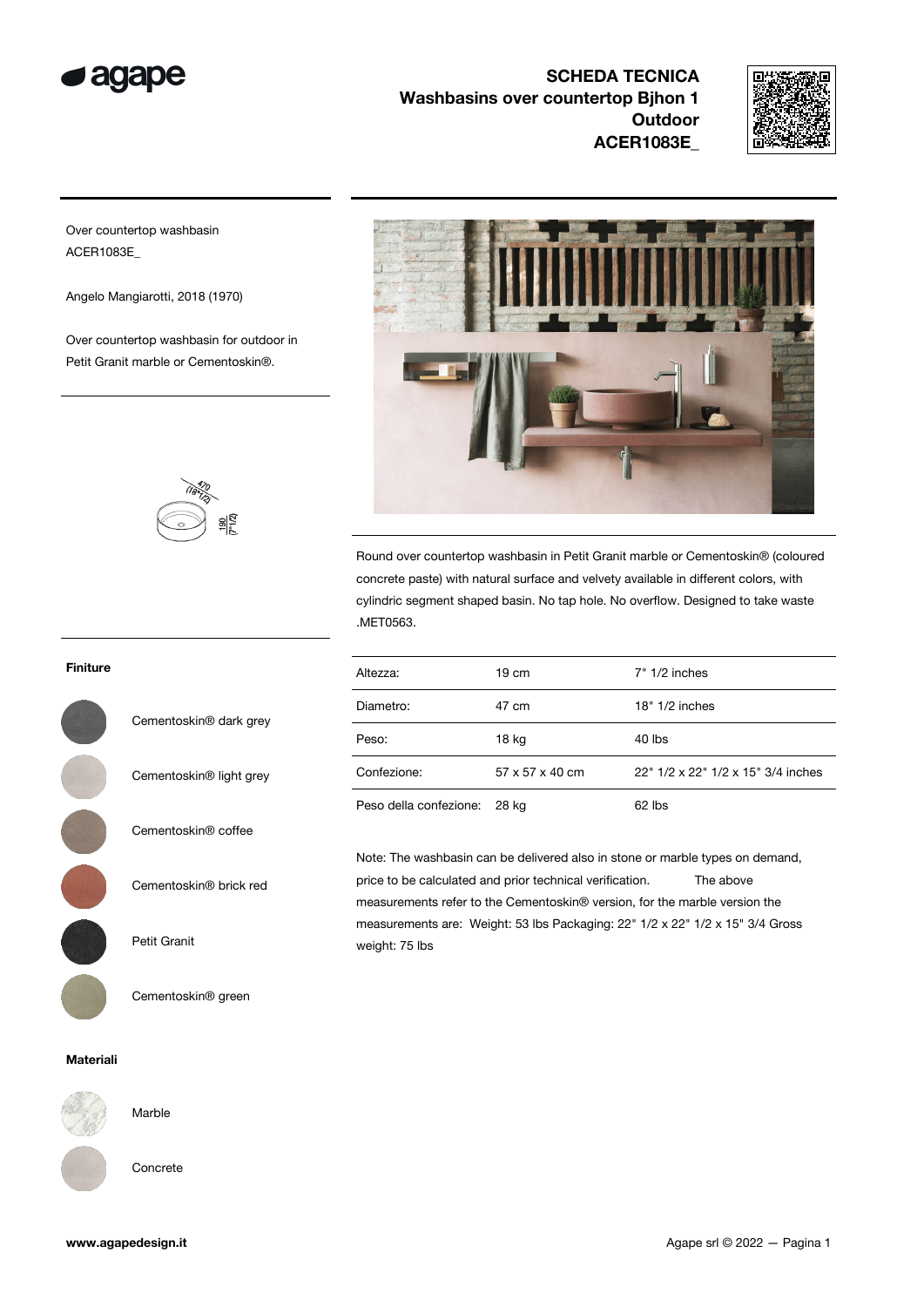# SCHEDA TECNICA
## Washbasins over countertop Bjhon 1 Outdoor
## ACER1083E_

Over countertop washbasin
ACER1083E_

Angelo Mangiarotti, 2018 (1970)

Over countertop washbasin for outdoor in Petit Granit marble or Cementoskin®.

470 (18"1/2)
190 (7"1/2)

Round over countertop washbasin in Petit Granit marble or Cementoskin® (coloured concrete paste) with natural surface and velvety available in different colors, with cylindric segment shaped basin. No tap hole. No overflow. Designed to take waste .MET0563.

| | | |
|---|---|---|
| Altezza: | 19 cm | 7" 1/2 inches |
| Diametro: | 47 cm | 18" 1/2 inches |
| Peso: | 18 kg | 40 lbs |
| Confezione: | 57 x 57 x 40 cm | 22" 1/2 x 22" 1/2 x 15" 3/4 inches |
| Peso della confezione: | 28 kg | 62 lbs |

Note: The washbasin can be delivered also in stone or marble types on demand, price to be calculated and prior technical verification. The above measurements refer to the Cementoskin® version, for the marble version the measurements are: Weight: 53 lbs Packaging: 22" 1/2 x 22" 1/2 x 15" 3/4 Gross weight: 75 lbs

**Finiture**

- Cementoskin® dark grey
- Cementoskin® light grey
- Cementoskin® coffee
- Cementoskin® brick red
- Petit Granit
- Cementoskin® green

**Materiali**

- Marble
- Concrete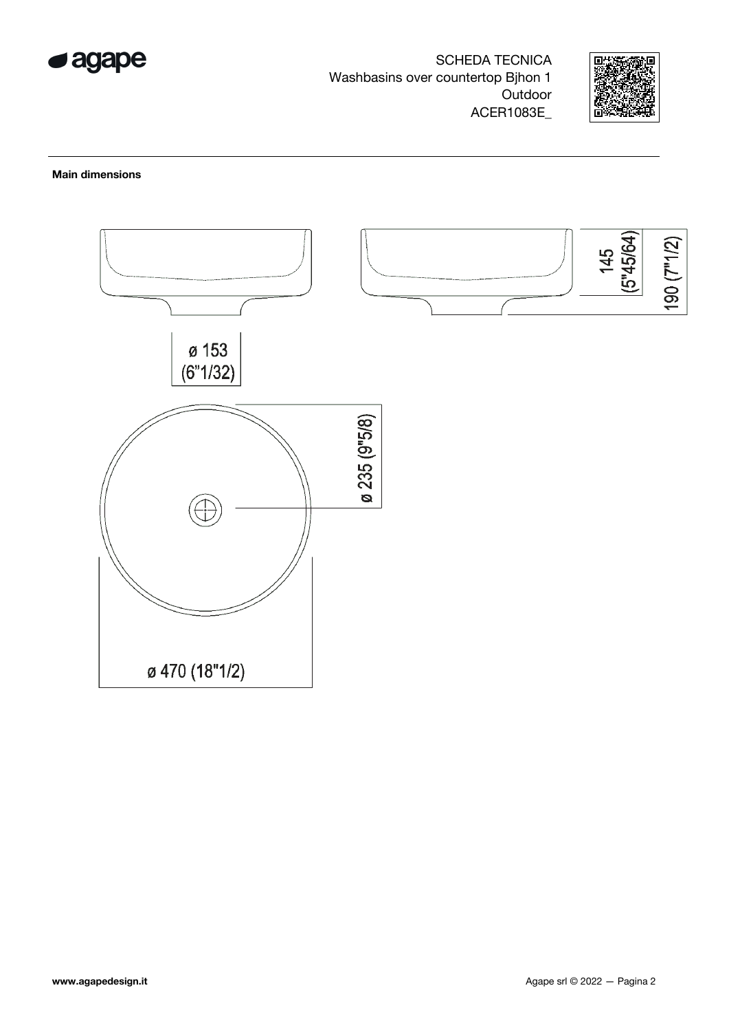SCHEDA TECNICA
Washbasins over countertop Bjhon 1
Outdoor
ACER1083E_

**Main dimensions**

145 (5"45/64)

190 (7"1/2)

ø 153 (6"1/32)

ø 235 (9"5/8)

ø 470 (18"1/2)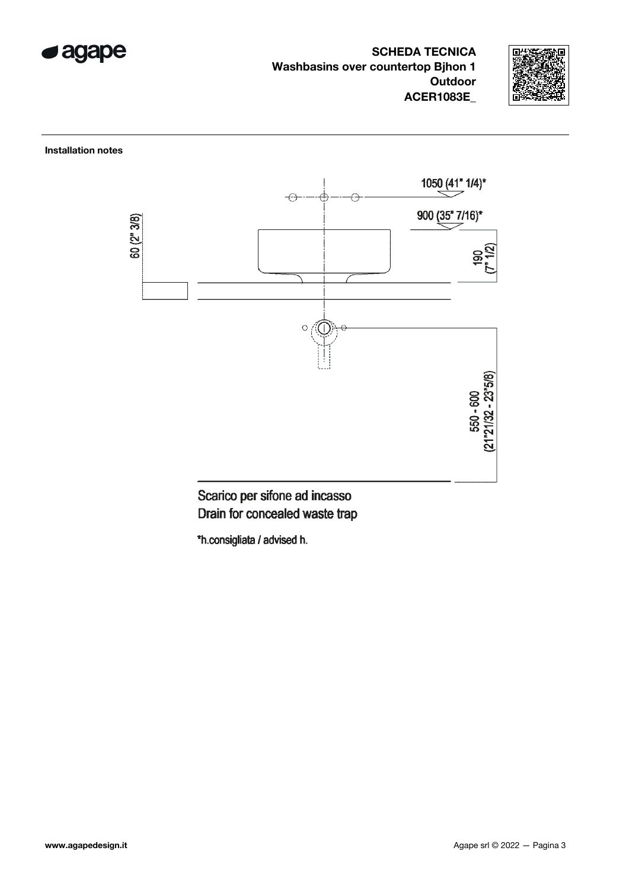**SCHEDA TECNICA**
**Washbasins over countertop Bjhon 1**
**Outdoor**
**ACER1083E_**

**Installation notes**

1050 (41" 1/4)*

900 (35" 7/16)*

60 (2" 3/8)

190 (7" 1/2)

550 - 600 (21"21/32 - 23"5/8)

Scarico per sifone ad incasso
Drain for concealed waste trap

*h.consigliata / advised h.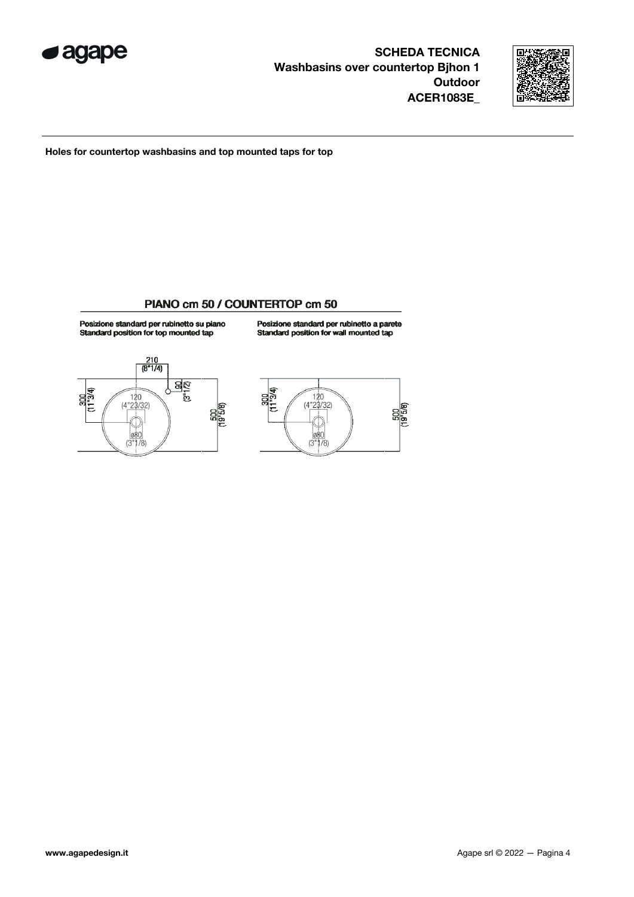**SCHEDA TECNICA**
**Washbasins over countertop Bjhon 1**
**Outdoor**
**ACER1083E_**

**Holes for countertop washbasins and top mounted taps for top**

## PIANO cm 50 / COUNTERTOP cm 50

Posizione standard per rubinetto su piano
Standard position for top mounted tap

210 (8"1/4)
90 (3"1/2)
300 (11"3/4)
120 (4"23/32)
500 (19"5/8)
ø80 (3"1/8)

Posizione standard per rubinetto a parete
Standard position for wall mounted tap

300 (11"3/4)
120 (4"23/32)
500 (19"5/8)
ø80 (3"1/8)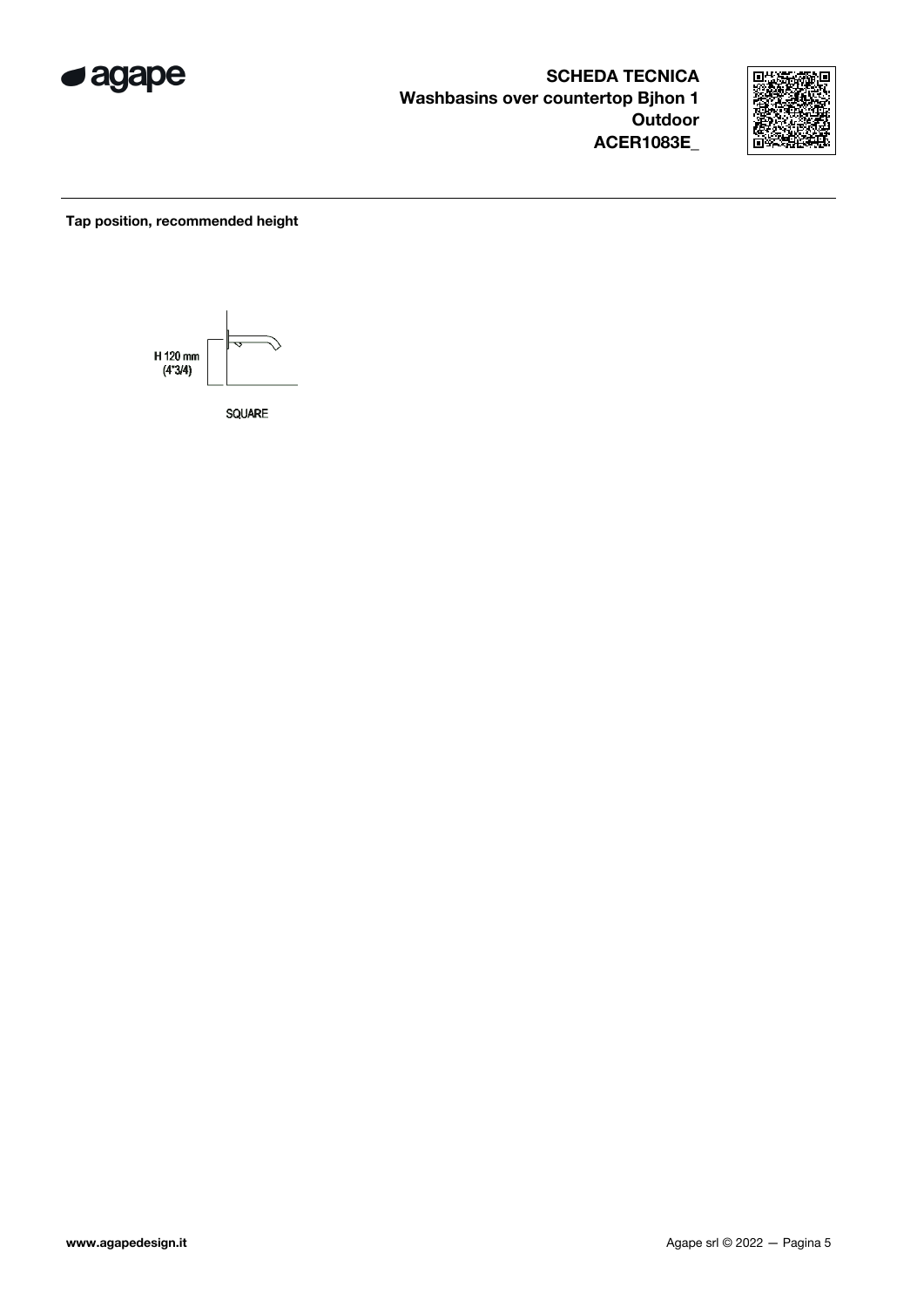**SCHEDA TECNICA**
**Washbasins over countertop Bjhon 1**
**Outdoor**
**ACER1083E_**

**Tap position, recommended height**

H 120 mm
(4"3/4)

SQUARE